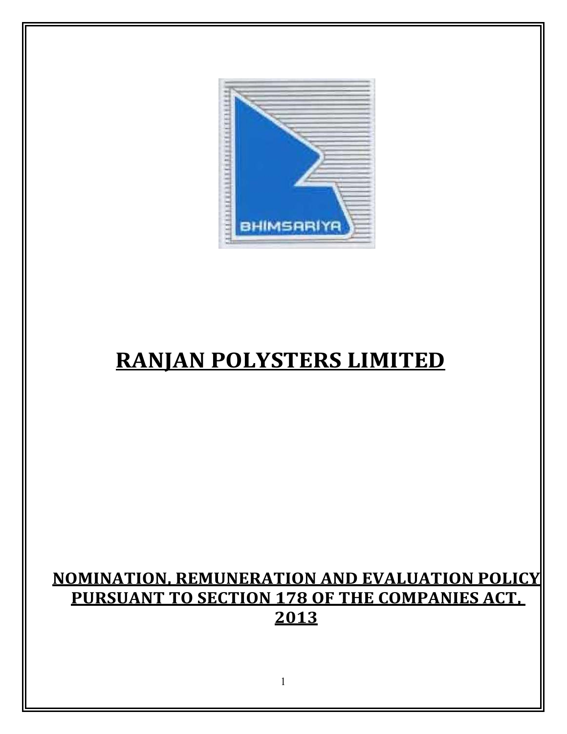# RANJAN POLYSTERS LIMITED

## NOMINATION, REMUNERATION AND EVALUATION POLICY PURSUANT TO SECTION 178 OF THE COMPANIES ACT, 2013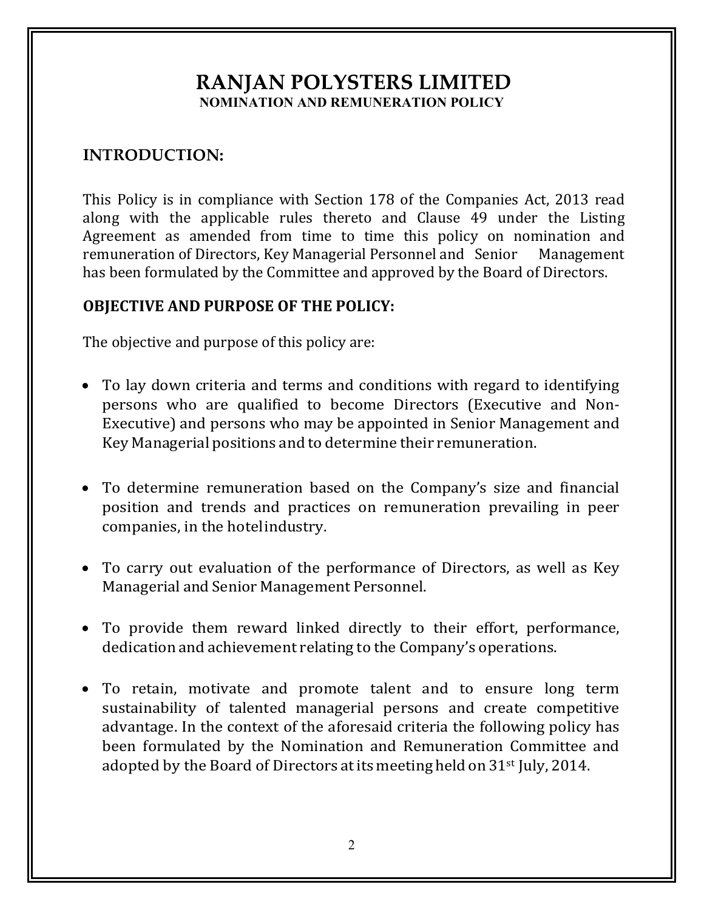# RANJAN POLYSTERS LIMITED

## NOMINATION AND REMUNERATION POLICY

## INTRODUCTION:

This Policy is in compliance with Section 178 of the Companies Act, 2013 read along with the applicable rules thereto and Clause 49 under the Listing Agreement as amended from time to time this policy on nomination and remuneration of Directors, Key Managerial Personnel and Senior Management has been formulated by the Committee and approved by the Board of Directors.

## OBJECTIVE AND PURPOSE OF THE POLICY:

The objective and purpose of this policy are:

- To lay down criteria and terms and conditions with regard to identifying persons who are qualified to become Directors (Executive and Non-Executive) and persons who may be appointed in Senior Management and Key Managerial positions and to determine their remuneration.
- To determine remuneration based on the Company's size and financial position and trends and practices on remuneration prevailing in peer companies, in the hotel industry.
- To carry out evaluation of the performance of Directors, as well as Key Managerial and Senior Management Personnel.
- To provide them reward linked directly to their effort, performance, dedication and achievement relating to the Company's operations.
- To retain, motivate and promote talent and to ensure long term sustainability of talented managerial persons and create competitive advantage. In the context of the aforesaid criteria the following policy has been formulated by the Nomination and Remuneration Committee and adopted by the Board of Directors at its meeting held on 31st July, 2014.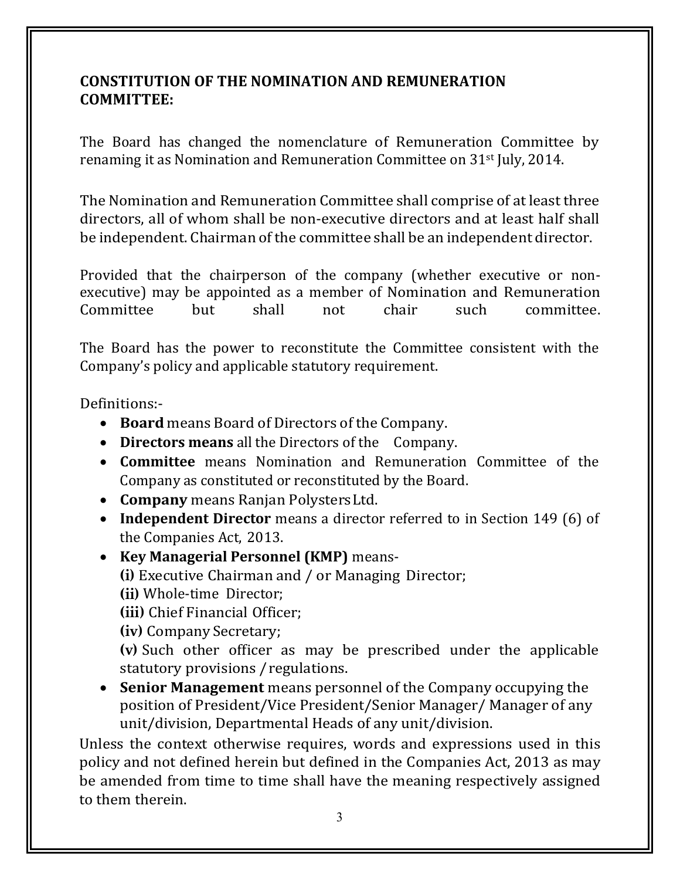## CONSTITUTION OF THE NOMINATION AND REMUNERATION COMMITTEE:

The Board has changed the nomenclature of Remuneration Committee by renaming it as Nomination and Remuneration Committee on 31st July, 2014.

The Nomination and Remuneration Committee shall comprise of at least three directors, all of whom shall be non-executive directors and at least half shall be independent. Chairman of the committee shall be an independent director.

Provided that the chairperson of the company (whether executive or non-executive) may be appointed as a member of Nomination and Remuneration Committee but shall not chair such committee.

The Board has the power to reconstitute the Committee consistent with the Company's policy and applicable statutory requirement.

Definitions:-

- **Board** means Board of Directors of the Company.
- **Directors means** all the Directors of the Company.
- **Committee** means Nomination and Remuneration Committee of the Company as constituted or reconstituted by the Board.
- **Company** means Ranjan Polysters Ltd.
- **Independent Director** means a director referred to in Section 149 (6) of the Companies Act, 2013.
- **Key Managerial Personnel (KMP)** means-
  **(i)** Executive Chairman and / or Managing Director;
  **(ii)** Whole-time Director;
  **(iii)** Chief Financial Officer;
  **(iv)** Company Secretary;
  **(v)** Such other officer as may be prescribed under the applicable statutory provisions / regulations.
- **Senior Management** means personnel of the Company occupying the position of President/Vice President/Senior Manager/ Manager of any unit/division, Departmental Heads of any unit/division.

Unless the context otherwise requires, words and expressions used in this policy and not defined herein but defined in the Companies Act, 2013 as may be amended from time to time shall have the meaning respectively assigned to them therein.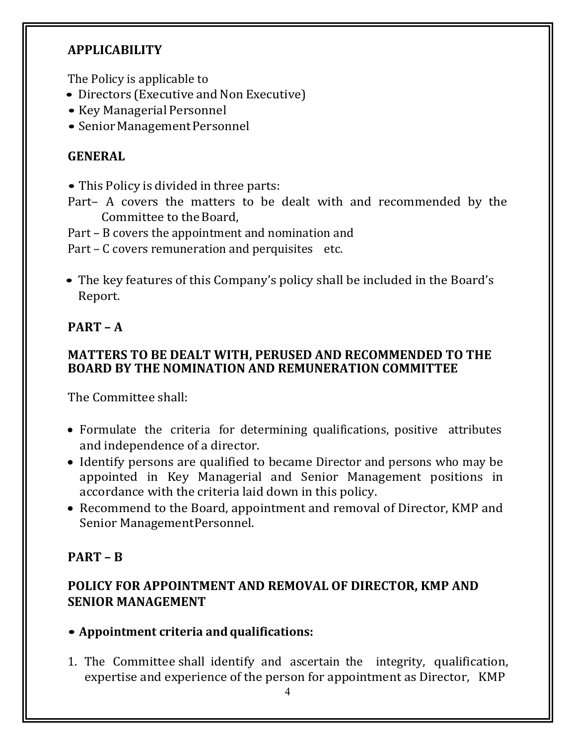## APPLICABILITY

The Policy is applicable to

- Directors (Executive and Non Executive)
- Key Managerial Personnel
- Senior Management Personnel

## GENERAL

- This Policy is divided in three parts:

Part– A covers the matters to be dealt with and recommended by the Committee to the Board,

Part – B covers the appointment and nomination and

Part – C covers remuneration and perquisites etc.

- The key features of this Company's policy shall be included in the Board's Report.

## PART – A

### MATTERS TO BE DEALT WITH, PERUSED AND RECOMMENDED TO THE BOARD BY THE NOMINATION AND REMUNERATION COMMITTEE

The Committee shall:

- Formulate the criteria for determining qualifications, positive attributes and independence of a director.
- Identify persons are qualified to became Director and persons who may be appointed in Key Managerial and Senior Management positions in accordance with the criteria laid down in this policy.
- Recommend to the Board, appointment and removal of Director, KMP and Senior ManagementPersonnel.

## PART – B

### POLICY FOR APPOINTMENT AND REMOVAL OF DIRECTOR, KMP AND SENIOR MANAGEMENT

- **Appointment criteria and qualifications:**

1. The Committee shall identify and ascertain the integrity, qualification, expertise and experience of the person for appointment as Director, KMP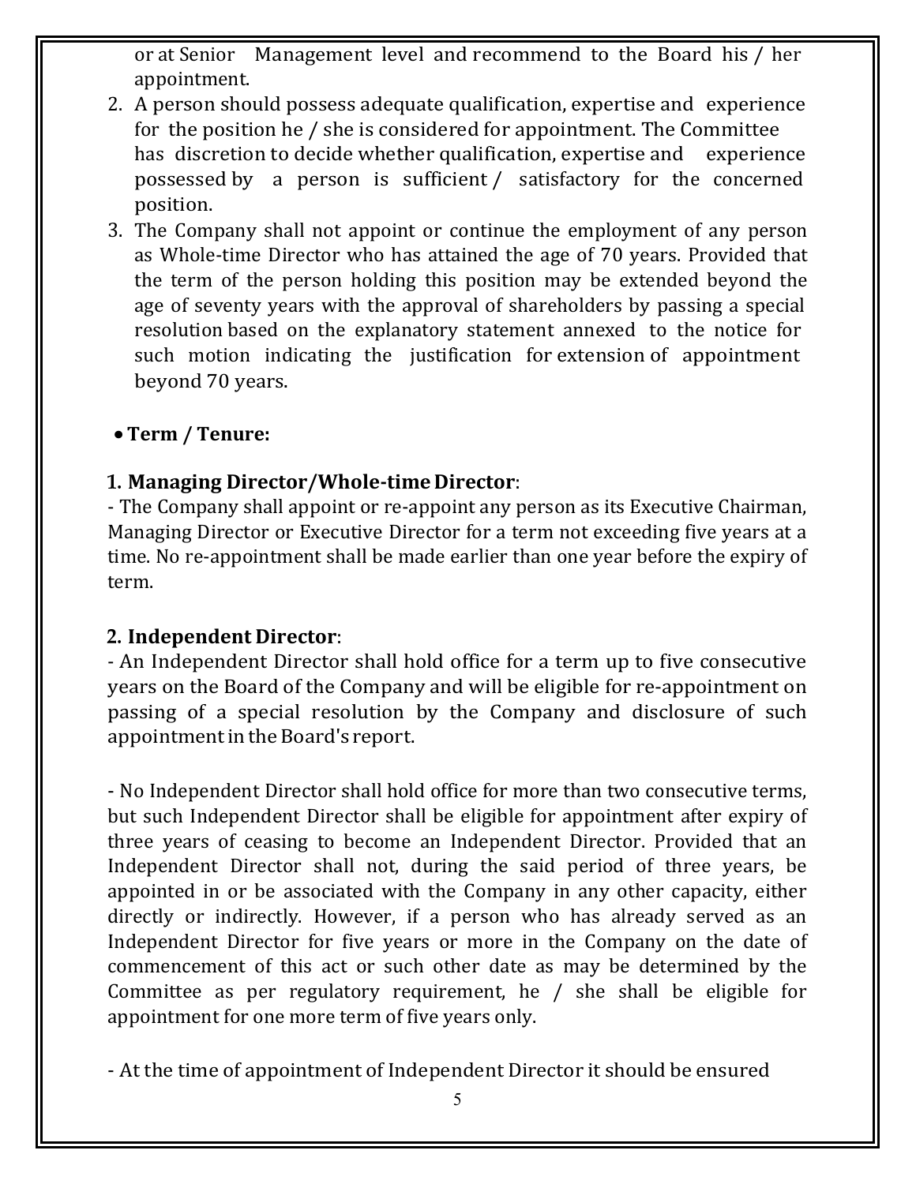or at Senior Management level and recommend to the Board his / her appointment.

2. A person should possess adequate qualification, expertise and experience for the position he / she is considered for appointment. The Committee has discretion to decide whether qualification, expertise and experience possessed by a person is sufficient / satisfactory for the concerned position.
3. The Company shall not appoint or continue the employment of any person as Whole-time Director who has attained the age of 70 years. Provided that the term of the person holding this position may be extended beyond the age of seventy years with the approval of shareholders by passing a special resolution based on the explanatory statement annexed to the notice for such motion indicating the justification for extension of appointment beyond 70 years.

- **Term / Tenure:**

**1. Managing Director/Whole-time Director**:

- The Company shall appoint or re-appoint any person as its Executive Chairman, Managing Director or Executive Director for a term not exceeding five years at a time. No re-appointment shall be made earlier than one year before the expiry of term.

**2. Independent Director**:

- An Independent Director shall hold office for a term up to five consecutive years on the Board of the Company and will be eligible for re-appointment on passing of a special resolution by the Company and disclosure of such appointment in the Board's report.

- No Independent Director shall hold office for more than two consecutive terms, but such Independent Director shall be eligible for appointment after expiry of three years of ceasing to become an Independent Director. Provided that an Independent Director shall not, during the said period of three years, be appointed in or be associated with the Company in any other capacity, either directly or indirectly. However, if a person who has already served as an Independent Director for five years or more in the Company on the date of commencement of this act or such other date as may be determined by the Committee as per regulatory requirement, he / she shall be eligible for appointment for one more term of five years only.

- At the time of appointment of Independent Director it should be ensured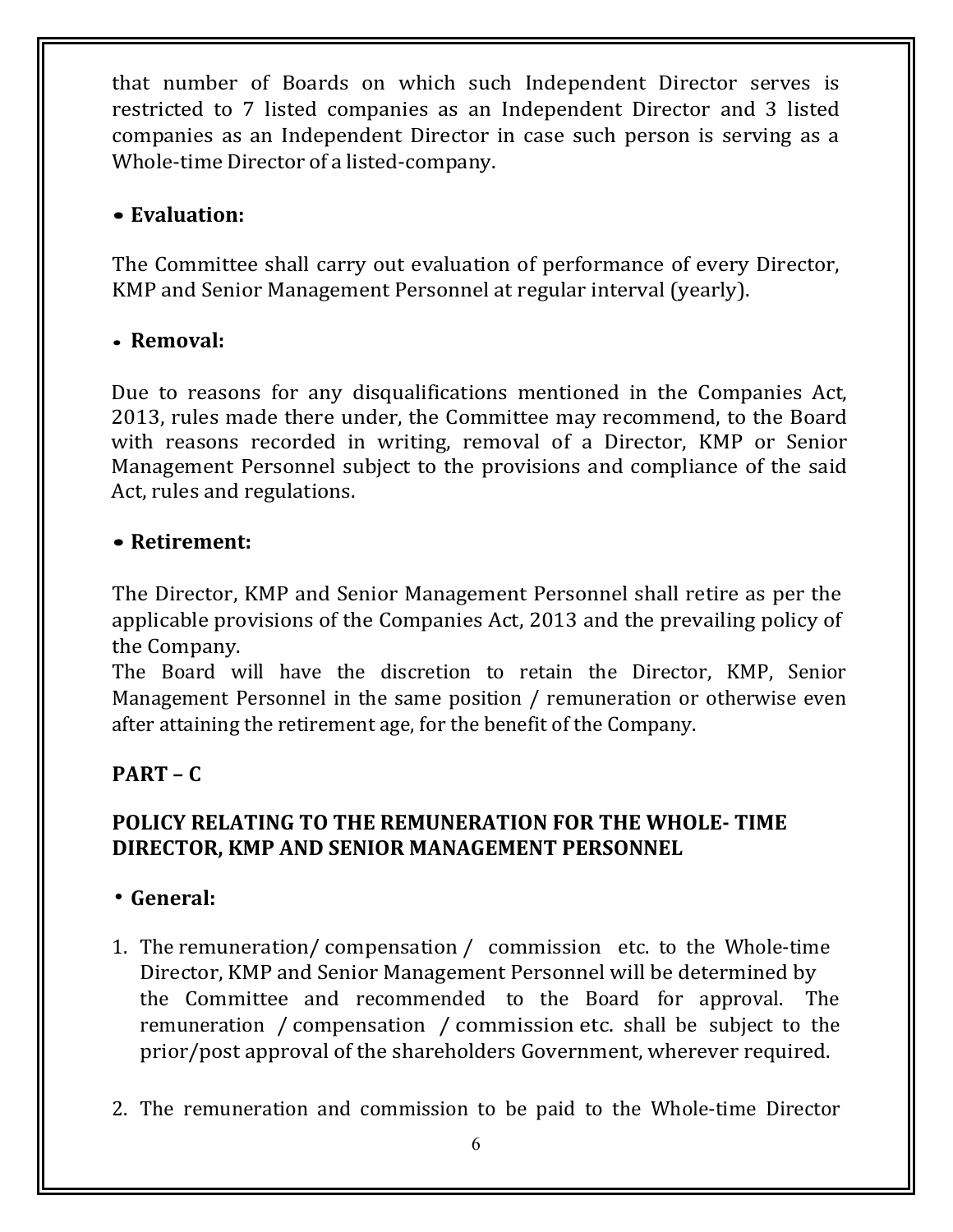that number of Boards on which such Independent Director serves is restricted to 7 listed companies as an Independent Director and 3 listed companies as an Independent Director in case such person is serving as a Whole-time Director of a listed-company.

- **Evaluation:**

The Committee shall carry out evaluation of performance of every Director, KMP and Senior Management Personnel at regular interval (yearly).

- **Removal:**

Due to reasons for any disqualifications mentioned in the Companies Act, 2013, rules made there under, the Committee may recommend, to the Board with reasons recorded in writing, removal of a Director, KMP or Senior Management Personnel subject to the provisions and compliance of the said Act, rules and regulations.

- **Retirement:**

The Director, KMP and Senior Management Personnel shall retire as per the applicable provisions of the Companies Act, 2013 and the prevailing policy of the Company.
The Board will have the discretion to retain the Director, KMP, Senior Management Personnel in the same position / remuneration or otherwise even after attaining the retirement age, for the benefit of the Company.

**PART – C**

**POLICY RELATING TO THE REMUNERATION FOR THE WHOLE- TIME DIRECTOR, KMP AND SENIOR MANAGEMENT PERSONNEL**

- **General:**

1. The remuneration/ compensation / commission etc. to the Whole-time Director, KMP and Senior Management Personnel will be determined by the Committee and recommended to the Board for approval. The remuneration / compensation / commission etc. shall be subject to the prior/post approval of the shareholders Government, wherever required.

2. The remuneration and commission to be paid to the Whole-time Director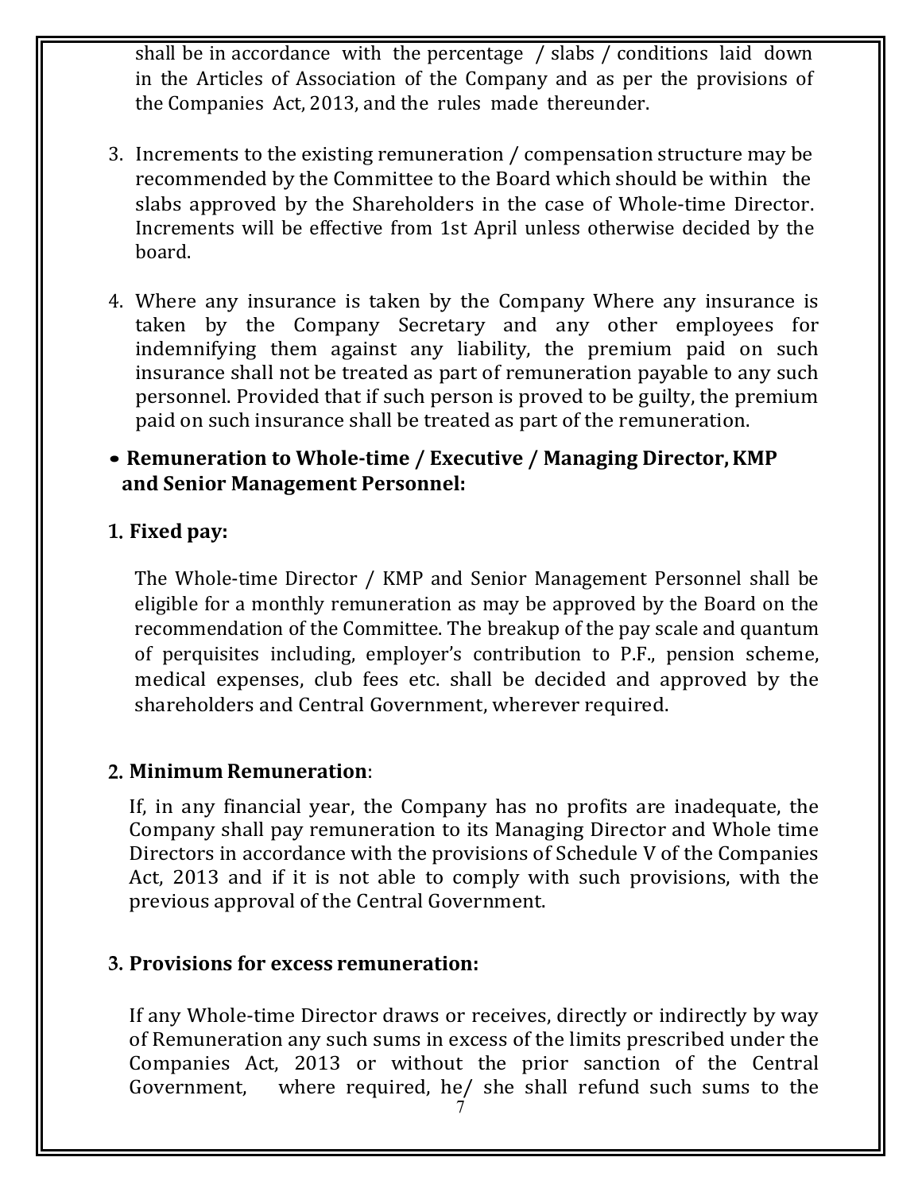shall be in accordance with the percentage / slabs / conditions laid down in the Articles of Association of the Company and as per the provisions of the Companies Act, 2013, and the rules made thereunder.

3. Increments to the existing remuneration / compensation structure may be recommended by the Committee to the Board which should be within the slabs approved by the Shareholders in the case of Whole-time Director. Increments will be effective from 1st April unless otherwise decided by the board.

4. Where any insurance is taken by the Company Where any insurance is taken by the Company Secretary and any other employees for indemnifying them against any liability, the premium paid on such insurance shall not be treated as part of remuneration payable to any such personnel. Provided that if such person is proved to be guilty, the premium paid on such insurance shall be treated as part of the remuneration.

- **Remuneration to Whole-time / Executive / Managing Director, KMP and Senior Management Personnel:**

**1. Fixed pay:**

The Whole-time Director / KMP and Senior Management Personnel shall be eligible for a monthly remuneration as may be approved by the Board on the recommendation of the Committee. The breakup of the pay scale and quantum of perquisites including, employer's contribution to P.F., pension scheme, medical expenses, club fees etc. shall be decided and approved by the shareholders and Central Government, wherever required.

**2. Minimum Remuneration**:

If, in any financial year, the Company has no profits are inadequate, the Company shall pay remuneration to its Managing Director and Whole time Directors in accordance with the provisions of Schedule V of the Companies Act, 2013 and if it is not able to comply with such provisions, with the previous approval of the Central Government.

**3. Provisions for excess remuneration:**

If any Whole-time Director draws or receives, directly or indirectly by way of Remuneration any such sums in excess of the limits prescribed under the Companies Act, 2013 or without the prior sanction of the Central Government, where required, he/ she shall refund such sums to the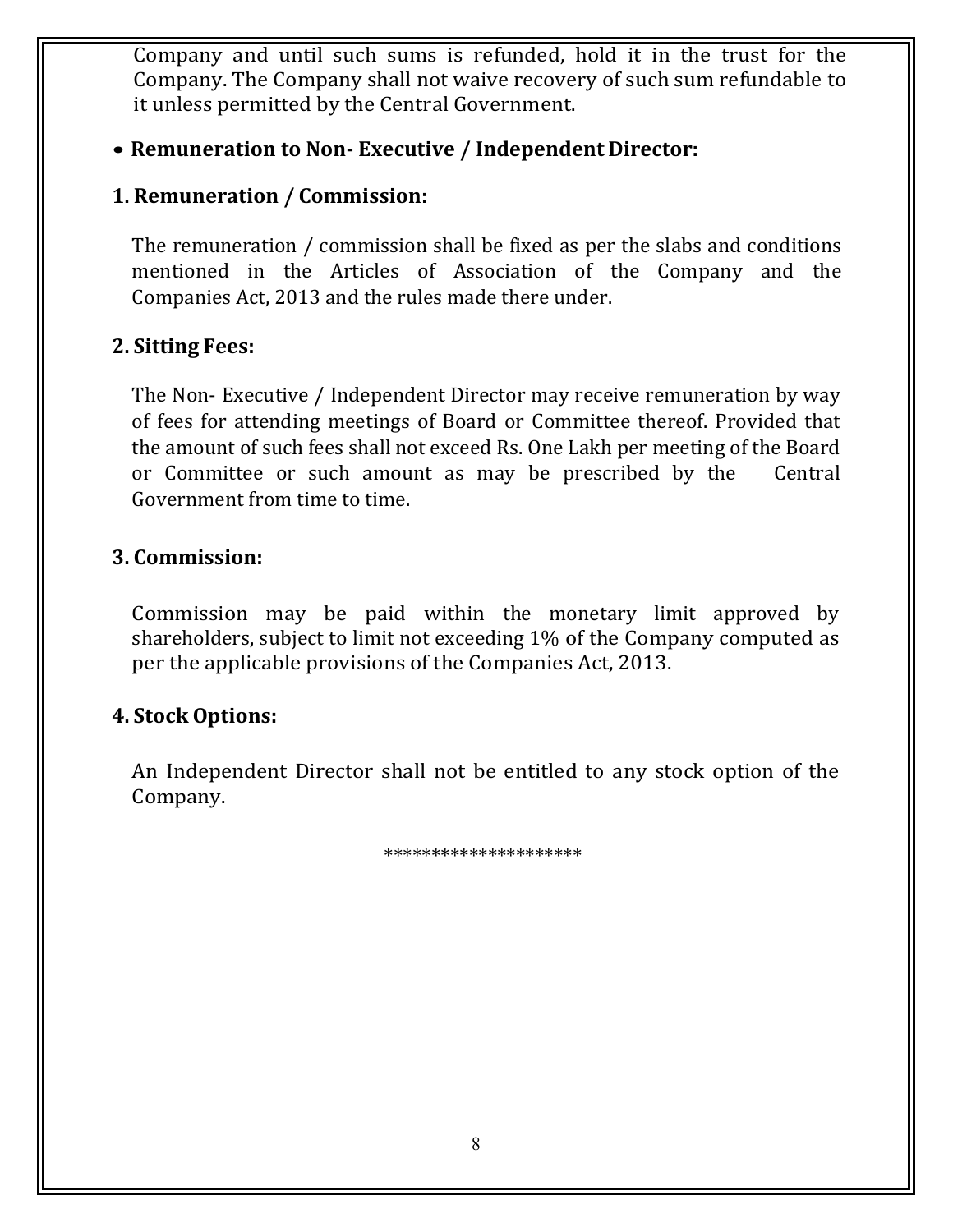Company and until such sums is refunded, hold it in the trust for the Company. The Company shall not waive recovery of such sum refundable to it unless permitted by the Central Government.

- **Remuneration to Non- Executive / Independent Director:**

## 1. Remuneration / Commission:

The remuneration / commission shall be fixed as per the slabs and conditions mentioned in the Articles of Association of the Company and the Companies Act, 2013 and the rules made there under.

## 2. Sitting Fees:

The Non- Executive / Independent Director may receive remuneration by way of fees for attending meetings of Board or Committee thereof. Provided that the amount of such fees shall not exceed Rs. One Lakh per meeting of the Board or Committee or such amount as may be prescribed by the Central Government from time to time.

## 3. Commission:

Commission may be paid within the monetary limit approved by shareholders, subject to limit not exceeding 1% of the Company computed as per the applicable provisions of the Companies Act, 2013.

## 4. Stock Options:

An Independent Director shall not be entitled to any stock option of the Company.

********************